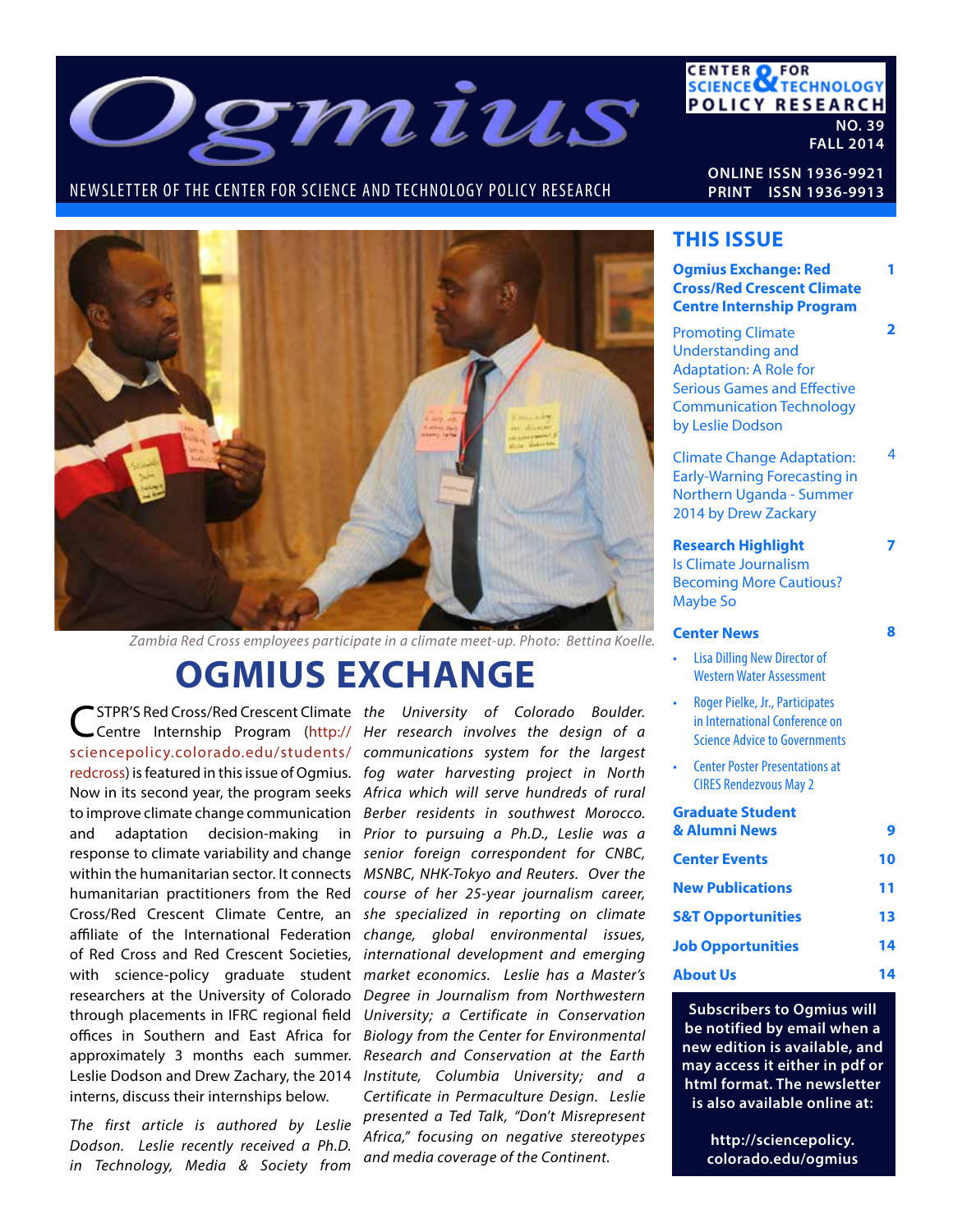# Ogmius

NEWSLETTER OF THE CENTER FOR SCIENCE AND TECHNOLOGY POLICY RESEARCH

CENTER FOR SCIENCE & TECHNOLOGY POLICY RESEARCH

NO. 39
FALL 2014

ONLINE ISSN 1936-9921
PRINT ISSN 1936-9913

Zambia Red Cross employees participate in a climate meet-up. Photo: Bettina Koelle.

## OGMIUS EXCHANGE

CSTPR'S Red Cross/Red Crescent Climate Centre Internship Program (http://sciencepolicy.colorado.edu/students/redcross) is featured in this issue of Ogmius. Now in its second year, the program seeks to improve climate change communication and adaptation decision-making in response to climate variability and change within the humanitarian sector. It connects humanitarian practitioners from the Red Cross/Red Crescent Climate Centre, an affiliate of the International Federation of Red Cross and Red Crescent Societies, with science-policy graduate student researchers at the University of Colorado through placements in IFRC regional field offices in Southern and East Africa for approximately 3 months each summer. Leslie Dodson and Drew Zachary, the 2014 interns, discuss their internships below.

*The first article is authored by Leslie Dodson. Leslie recently received a Ph.D. in Technology, Media & Society from the University of Colorado Boulder. Her research involves the design of a communications system for the largest fog water harvesting project in North Africa which will serve hundreds of rural Berber residents in southwest Morocco. Prior to pursuing a Ph.D., Leslie was a senior foreign correspondent for CNBC, MSNBC, NHK-Tokyo and Reuters. Over the course of her 25-year journalism career, she specialized in reporting on climate change, global environmental issues, international development and emerging market economics. Leslie has a Master's Degree in Journalism from Northwestern University; a Certificate in Conservation Biology from the Center for Environmental Research and Conservation at the Earth Institute, Columbia University; and a Certificate in Permaculture Design. Leslie presented a Ted Talk, "Don't Misrepresent Africa," focusing on negative stereotypes and media coverage of the Continent.*

## THIS ISSUE

| | |
|---|---|
| **Ogmius Exchange: Red Cross/Red Crescent Climate Centre Internship Program** | 1 |
| Promoting Climate Understanding and Adaptation: A Role for Serious Games and Effective Communication Technology by Leslie Dodson | 2 |
| Climate Change Adaptation: Early-Warning Forecasting in Northern Uganda - Summer 2014 by Drew Zackary | 4 |
| **Research Highlight** Is Climate Journalism Becoming More Cautious? Maybe So | 7 |
| **Center News** | 8 |
| • Lisa Dilling New Director of Western Water Assessment | |
| • Roger Pielke, Jr., Participates in International Conference on Science Advice to Governments | |
| • Center Poster Presentations at CIRES Rendezvous May 2 | |
| **Graduate Student & Alumni News** | 9 |
| **Center Events** | 10 |
| **New Publications** | 11 |
| **S&T Opportunities** | 13 |
| **Job Opportunities** | 14 |
| **About Us** | 14 |

**Subscribers to Ogmius will be notified by email when a new edition is available, and may access it either in pdf or html format. The newsletter is also available online at:**

**http://sciencepolicy.colorado.edu/ogmius**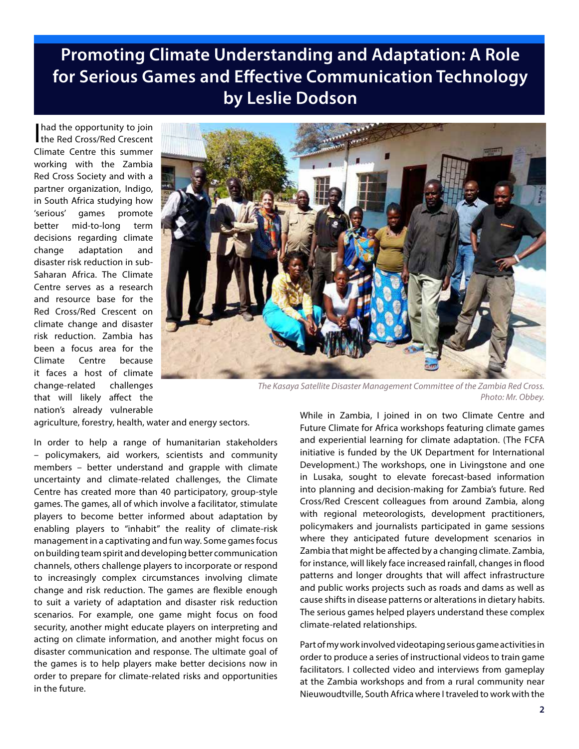# Promoting Climate Understanding and Adaptation: A Role for Serious Games and Effective Communication Technology by Leslie Dodson

I had the opportunity to join the Red Cross/Red Crescent Climate Centre this summer working with the Zambia Red Cross Society and with a partner organization, Indigo, in South Africa studying how 'serious' games promote better mid-to-long term decisions regarding climate change adaptation and disaster risk reduction in sub-Saharan Africa. The Climate Centre serves as a research and resource base for the Red Cross/Red Crescent on climate change and disaster risk reduction. Zambia has been a focus area for the Climate Centre because it faces a host of climate change-related challenges that will likely affect the nation's already vulnerable agriculture, forestry, health, water and energy sectors.

*The Kasaya Satellite Disaster Management Committee of the Zambia Red Cross. Photo: Mr. Obbey.*

In order to help a range of humanitarian stakeholders – policymakers, aid workers, scientists and community members – better understand and grapple with climate uncertainty and climate-related challenges, the Climate Centre has created more than 40 participatory, group-style games. The games, all of which involve a facilitator, stimulate players to become better informed about adaptation by enabling players to "inhabit" the reality of climate-risk management in a captivating and fun way. Some games focus on building team spirit and developing better communication channels, others challenge players to incorporate or respond to increasingly complex circumstances involving climate change and risk reduction. The games are flexible enough to suit a variety of adaptation and disaster risk reduction scenarios. For example, one game might focus on food security, another might educate players on interpreting and acting on climate information, and another might focus on disaster communication and response. The ultimate goal of the games is to help players make better decisions now in order to prepare for climate-related risks and opportunities in the future.

While in Zambia, I joined in on two Climate Centre and Future Climate for Africa workshops featuring climate games and experiential learning for climate adaptation. (The FCFA initiative is funded by the UK Department for International Development.) The workshops, one in Livingstone and one in Lusaka, sought to elevate forecast-based information into planning and decision-making for Zambia's future. Red Cross/Red Crescent colleagues from around Zambia, along with regional meteorologists, development practitioners, policymakers and journalists participated in game sessions where they anticipated future development scenarios in Zambia that might be affected by a changing climate. Zambia, for instance, will likely face increased rainfall, changes in flood patterns and longer droughts that will affect infrastructure and public works projects such as roads and dams as well as cause shifts in disease patterns or alterations in dietary habits. The serious games helped players understand these complex climate-related relationships.

Part of my work involved videotaping serious game activities in order to produce a series of instructional videos to train game facilitators. I collected video and interviews from gameplay at the Zambia workshops and from a rural community near Nieuwoudtville, South Africa where I traveled to work with the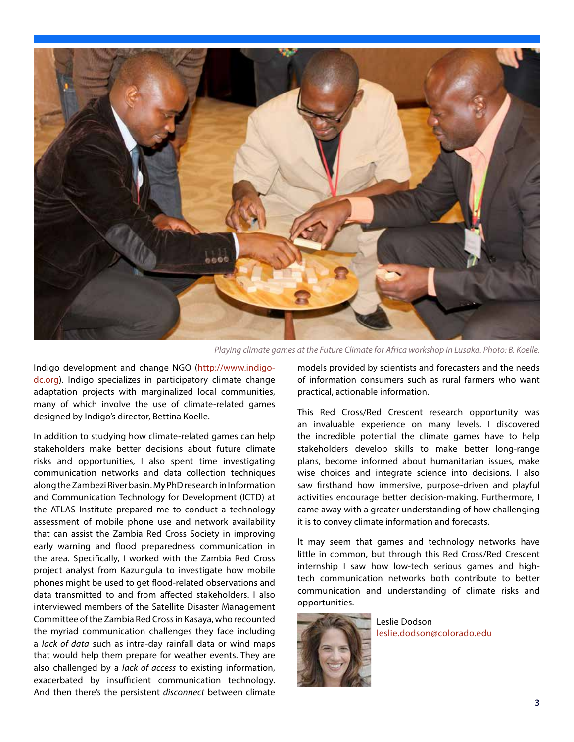*Playing climate games at the Future Climate for Africa workshop in Lusaka. Photo: B. Koelle.*

Indigo development and change NGO (http://www.indigo-dc.org). Indigo specializes in participatory climate change adaptation projects with marginalized local communities, many of which involve the use of climate-related games designed by Indigo's director, Bettina Koelle.

In addition to studying how climate-related games can help stakeholders make better decisions about future climate risks and opportunities, I also spent time investigating communication networks and data collection techniques along the Zambezi River basin. My PhD research in Information and Communication Technology for Development (ICTD) at the ATLAS Institute prepared me to conduct a technology assessment of mobile phone use and network availability that can assist the Zambia Red Cross Society in improving early warning and flood preparedness communication in the area. Specifically, I worked with the Zambia Red Cross project analyst from Kazungula to investigate how mobile phones might be used to get flood-related observations and data transmitted to and from affected stakeholders. I also interviewed members of the Satellite Disaster Management Committee of the Zambia Red Cross in Kasaya, who recounted the myriad communication challenges they face including a *lack of data* such as intra-day rainfall data or wind maps that would help them prepare for weather events. They are also challenged by a *lack of access* to existing information, exacerbated by insufficient communication technology. And then there's the persistent *disconnect* between climate models provided by scientists and forecasters and the needs of information consumers such as rural farmers who want practical, actionable information.

This Red Cross/Red Crescent research opportunity was an invaluable experience on many levels. I discovered the incredible potential the climate games have to help stakeholders develop skills to make better long-range plans, become informed about humanitarian issues, make wise choices and integrate science into decisions. I also saw firsthand how immersive, purpose-driven and playful activities encourage better decision-making. Furthermore, I came away with a greater understanding of how challenging it is to convey climate information and forecasts.

It may seem that games and technology networks have little in common, but through this Red Cross/Red Crescent internship I saw how low-tech serious games and high-tech communication networks both contribute to better communication and understanding of climate risks and opportunities.

Leslie Dodson
leslie.dodson@colorado.edu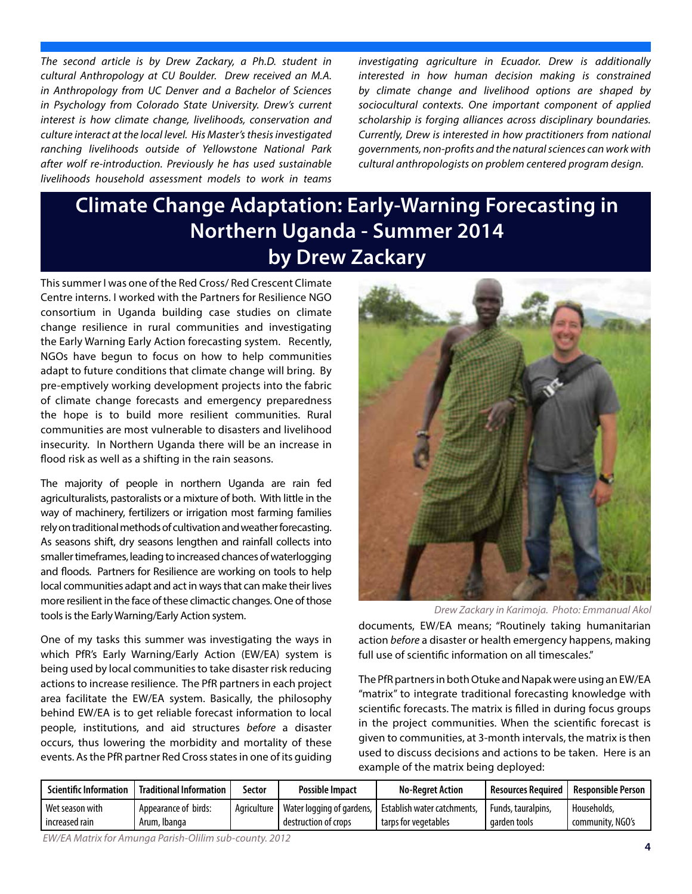*The second article is by Drew Zackary, a Ph.D. student in cultural Anthropology at CU Boulder. Drew received an M.A. in Anthropology from UC Denver and a Bachelor of Sciences in Psychology from Colorado State University. Drew's current interest is how climate change, livelihoods, conservation and culture interact at the local level. His Master's thesis investigated ranching livelihoods outside of Yellowstone National Park after wolf re-introduction. Previously he has used sustainable livelihoods household assessment models to work in teams investigating agriculture in Ecuador. Drew is additionally interested in how human decision making is constrained by climate change and livelihood options are shaped by sociocultural contexts. One important component of applied scholarship is forging alliances across disciplinary boundaries. Currently, Drew is interested in how practitioners from national governments, non-profits and the natural sciences can work with cultural anthropologists on problem centered program design.*

# Climate Change Adaptation: Early-Warning Forecasting in Northern Uganda - Summer 2014 by Drew Zackary

This summer I was one of the Red Cross/ Red Crescent Climate Centre interns. I worked with the Partners for Resilience NGO consortium in Uganda building case studies on climate change resilience in rural communities and investigating the Early Warning Early Action forecasting system. Recently, NGOs have begun to focus on how to help communities adapt to future conditions that climate change will bring. By pre-emptively working development projects into the fabric of climate change forecasts and emergency preparedness the hope is to build more resilient communities. Rural communities are most vulnerable to disasters and livelihood insecurity. In Northern Uganda there will be an increase in flood risk as well as a shifting in the rain seasons.

The majority of people in northern Uganda are rain fed agriculturalists, pastoralists or a mixture of both. With little in the way of machinery, fertilizers or irrigation most farming families rely on traditional methods of cultivation and weather forecasting. As seasons shift, dry seasons lengthen and rainfall collects into smaller timeframes, leading to increased chances of waterlogging and floods. Partners for Resilience are working on tools to help local communities adapt and act in ways that can make their lives more resilient in the face of these climactic changes. One of those tools is the Early Warning/Early Action system.

One of my tasks this summer was investigating the ways in which PfR's Early Warning/Early Action (EW/EA) system is being used by local communities to take disaster risk reducing actions to increase resilience. The PfR partners in each project area facilitate the EW/EA system. Basically, the philosophy behind EW/EA is to get reliable forecast information to local people, institutions, and aid structures *before* a disaster occurs, thus lowering the morbidity and mortality of these events. As the PfR partner Red Cross states in one of its guiding documents, EW/EA means; "Routinely taking humanitarian action *before* a disaster or health emergency happens, making full use of scientific information on all timescales."

*Drew Zackary in Karimoja. Photo: Emmanual Akol*

The PfR partners in both Otuke and Napak were using an EW/EA "matrix" to integrate traditional forecasting knowledge with scientific forecasts. The matrix is filled in during focus groups in the project communities. When the scientific forecast is given to communities, at 3-month intervals, the matrix is then used to discuss decisions and actions to be taken. Here is an example of the matrix being deployed:

| Scientific Information | Traditional Information | Sector | Possible Impact | No-Regret Action | Resources Required | Responsible Person |
|---|---|---|---|---|---|---|
| Wet season with increased rain | Appearance of birds: Arum, Ibanga | Agriculture | Water logging of gardens, destruction of crops | Establish water catchments, tarps for vegetables | Funds, tauralpins, garden tools | Households, community, NGO's |

*EW/EA Matrix for Amunga Parish-Olilim sub-county. 2012*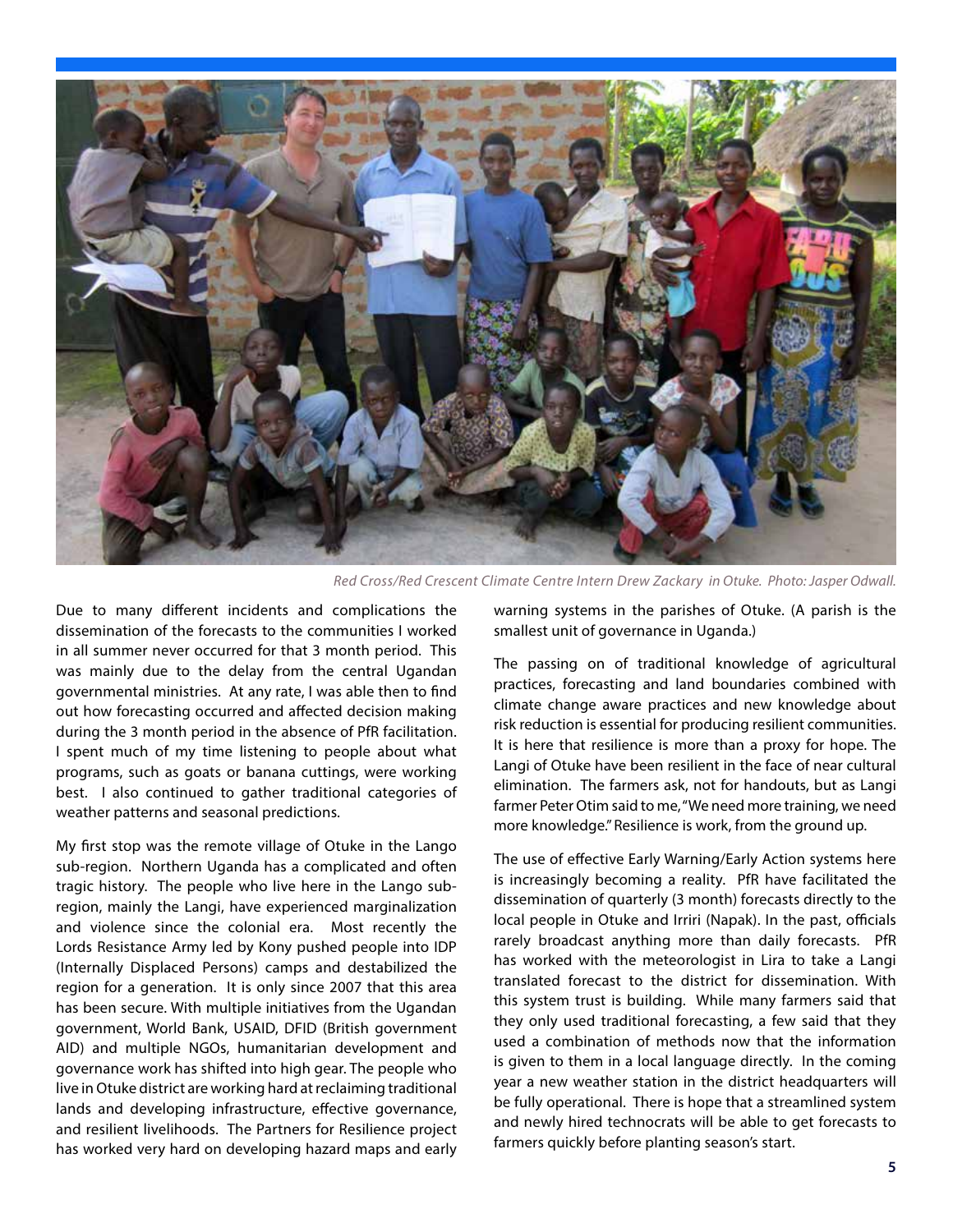*Red Cross/Red Crescent Climate Centre Intern Drew Zackary in Otuke. Photo: Jasper Odwall.*

Due to many different incidents and complications the dissemination of the forecasts to the communities I worked in all summer never occurred for that 3 month period. This was mainly due to the delay from the central Ugandan governmental ministries. At any rate, I was able then to find out how forecasting occurred and affected decision making during the 3 month period in the absence of PfR facilitation. I spent much of my time listening to people about what programs, such as goats or banana cuttings, were working best. I also continued to gather traditional categories of weather patterns and seasonal predictions.

My first stop was the remote village of Otuke in the Lango sub-region. Northern Uganda has a complicated and often tragic history. The people who live here in the Lango sub-region, mainly the Langi, have experienced marginalization and violence since the colonial era. Most recently the Lords Resistance Army led by Kony pushed people into IDP (Internally Displaced Persons) camps and destabilized the region for a generation. It is only since 2007 that this area has been secure. With multiple initiatives from the Ugandan government, World Bank, USAID, DFID (British government AID) and multiple NGOs, humanitarian development and governance work has shifted into high gear. The people who live in Otuke district are working hard at reclaiming traditional lands and developing infrastructure, effective governance, and resilient livelihoods. The Partners for Resilience project has worked very hard on developing hazard maps and early warning systems in the parishes of Otuke. (A parish is the smallest unit of governance in Uganda.)

The passing on of traditional knowledge of agricultural practices, forecasting and land boundaries combined with climate change aware practices and new knowledge about risk reduction is essential for producing resilient communities. It is here that resilience is more than a proxy for hope. The Langi of Otuke have been resilient in the face of near cultural elimination. The farmers ask, not for handouts, but as Langi farmer Peter Otim said to me, "We need more training, we need more knowledge." Resilience is work, from the ground up.

The use of effective Early Warning/Early Action systems here is increasingly becoming a reality. PfR have facilitated the dissemination of quarterly (3 month) forecasts directly to the local people in Otuke and Irriri (Napak). In the past, officials rarely broadcast anything more than daily forecasts. PfR has worked with the meteorologist in Lira to take a Langi translated forecast to the district for dissemination. With this system trust is building. While many farmers said that they only used traditional forecasting, a few said that they used a combination of methods now that the information is given to them in a local language directly. In the coming year a new weather station in the district headquarters will be fully operational. There is hope that a streamlined system and newly hired technocrats will be able to get forecasts to farmers quickly before planting season's start.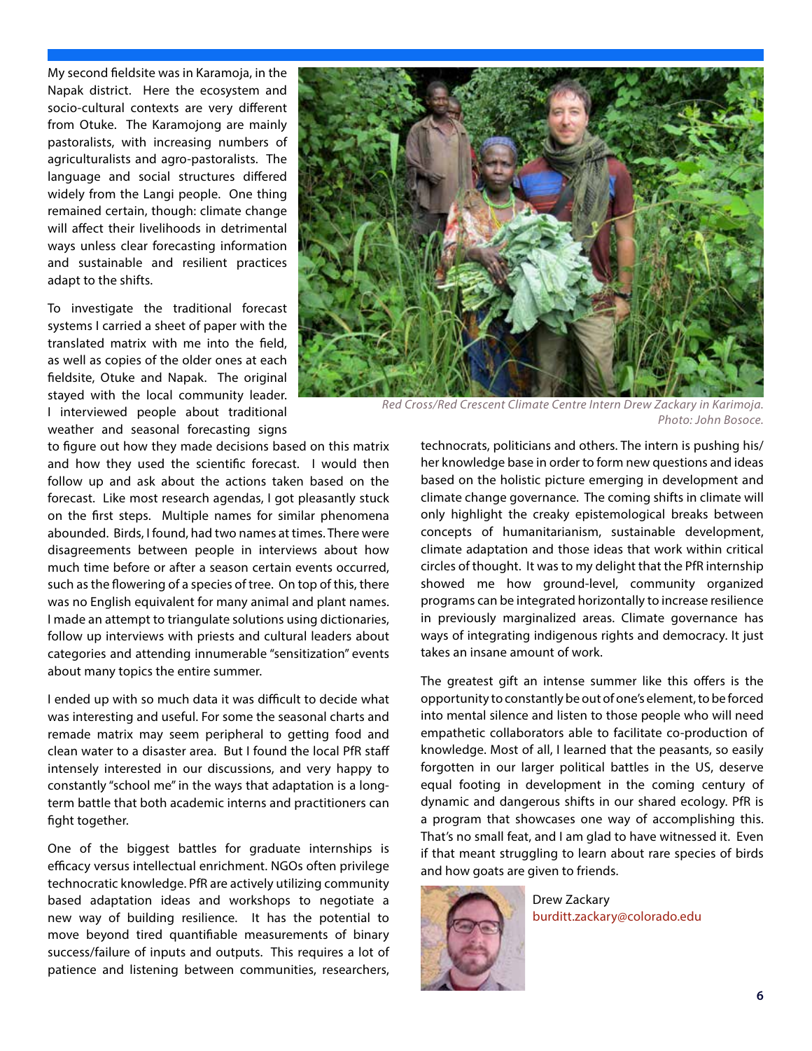My second fieldsite was in Karamoja, in the Napak district. Here the ecosystem and socio-cultural contexts are very different from Otuke. The Karamojong are mainly pastoralists, with increasing numbers of agriculturalists and agro-pastoralists. The language and social structures differed widely from the Langi people. One thing remained certain, though: climate change will affect their livelihoods in detrimental ways unless clear forecasting information and sustainable and resilient practices adapt to the shifts.

To investigate the traditional forecast systems I carried a sheet of paper with the translated matrix with me into the field, as well as copies of the older ones at each fieldsite, Otuke and Napak. The original stayed with the local community leader. I interviewed people about traditional weather and seasonal forecasting signs to figure out how they made decisions based on this matrix and how they used the scientific forecast. I would then follow up and ask about the actions taken based on the forecast. Like most research agendas, I got pleasantly stuck on the first steps. Multiple names for similar phenomena abounded. Birds, I found, had two names at times. There were disagreements between people in interviews about how much time before or after a season certain events occurred, such as the flowering of a species of tree. On top of this, there was no English equivalent for many animal and plant names. I made an attempt to triangulate solutions using dictionaries, follow up interviews with priests and cultural leaders about categories and attending innumerable "sensitization" events about many topics the entire summer.

*Red Cross/Red Crescent Climate Centre Intern Drew Zackary in Karimoja. Photo: John Bosoce.*

I ended up with so much data it was difficult to decide what was interesting and useful. For some the seasonal charts and remade matrix may seem peripheral to getting food and clean water to a disaster area. But I found the local PfR staff intensely interested in our discussions, and very happy to constantly "school me" in the ways that adaptation is a long-term battle that both academic interns and practitioners can fight together.

One of the biggest battles for graduate internships is efficacy versus intellectual enrichment. NGOs often privilege technocratic knowledge. PfR are actively utilizing community based adaptation ideas and workshops to negotiate a new way of building resilience. It has the potential to move beyond tired quantifiable measurements of binary success/failure of inputs and outputs. This requires a lot of patience and listening between communities, researchers, technocrats, politicians and others. The intern is pushing his/her knowledge base in order to form new questions and ideas based on the holistic picture emerging in development and climate change governance. The coming shifts in climate will only highlight the creaky epistemological breaks between concepts of humanitarianism, sustainable development, climate adaptation and those ideas that work within critical circles of thought. It was to my delight that the PfR internship showed me how ground-level, community organized programs can be integrated horizontally to increase resilience in previously marginalized areas. Climate governance has ways of integrating indigenous rights and democracy. It just takes an insane amount of work.

The greatest gift an intense summer like this offers is the opportunity to constantly be out of one's element, to be forced into mental silence and listen to those people who will need empathetic collaborators able to facilitate co-production of knowledge. Most of all, I learned that the peasants, so easily forgotten in our larger political battles in the US, deserve equal footing in development in the coming century of dynamic and dangerous shifts in our shared ecology. PfR is a program that showcases one way of accomplishing this. That's no small feat, and I am glad to have witnessed it. Even if that meant struggling to learn about rare species of birds and how goats are given to friends.

Drew Zackary
burditt.zackary@colorado.edu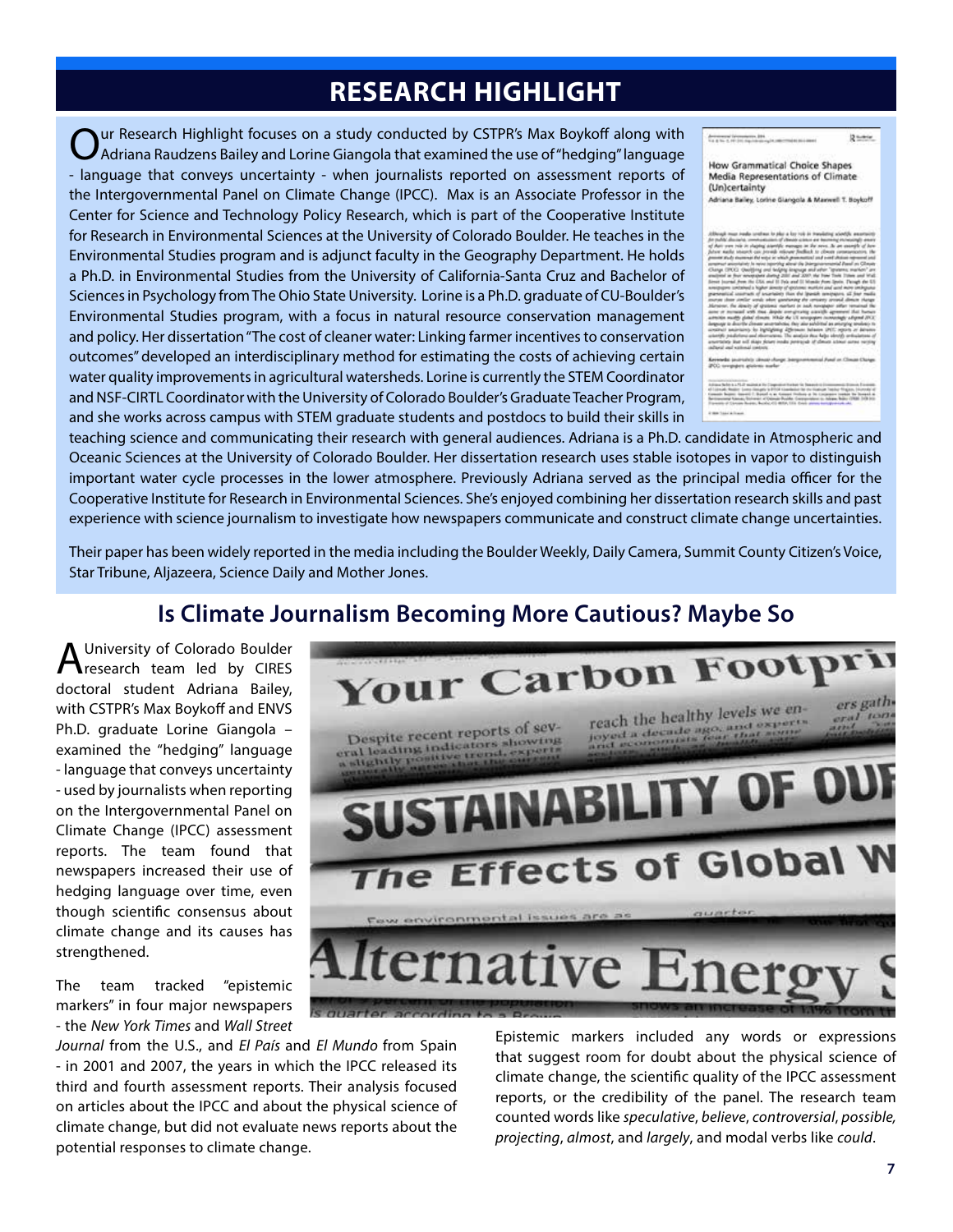# RESEARCH HIGHLIGHT

Our Research Highlight focuses on a study conducted by CSTPR's Max Boykoff along with Adriana Raudzens Bailey and Lorine Giangola that examined the use of "hedging" language - language that conveys uncertainty - when journalists reported on assessment reports of the Intergovernmental Panel on Climate Change (IPCC). Max is an Associate Professor in the Center for Science and Technology Policy Research, which is part of the Cooperative Institute for Research in Environmental Sciences at the University of Colorado Boulder. He teaches in the Environmental Studies program and is adjunct faculty in the Geography Department. He holds a Ph.D. in Environmental Studies from the University of California-Santa Cruz and Bachelor of Sciences in Psychology from The Ohio State University. Lorine is a Ph.D. graduate of CU-Boulder's Environmental Studies program, with a focus in natural resource conservation management and policy. Her dissertation "The cost of cleaner water: Linking farmer incentives to conservation outcomes" developed an interdisciplinary method for estimating the costs of achieving certain water quality improvements in agricultural watersheds. Lorine is currently the STEM Coordinator and NSF-CIRTL Coordinator with the University of Colorado Boulder's Graduate Teacher Program, and she works across campus with STEM graduate students and postdocs to build their skills in teaching science and communicating their research with general audiences. Adriana is a Ph.D. candidate in Atmospheric and Oceanic Sciences at the University of Colorado Boulder. Her dissertation research uses stable isotopes in vapor to distinguish important water cycle processes in the lower atmosphere. Previously Adriana served as the principal media officer for the Cooperative Institute for Research in Environmental Sciences. She's enjoyed combining her dissertation research skills and past experience with science journalism to investigate how newspapers communicate and construct climate change uncertainties.

Their paper has been widely reported in the media including the Boulder Weekly, Daily Camera, Summit County Citizen's Voice, Star Tribune, Aljazeera, Science Daily and Mother Jones.

## Is Climate Journalism Becoming More Cautious? Maybe So

A University of Colorado Boulder research team led by CIRES doctoral student Adriana Bailey, with CSTPR's Max Boykoff and ENVS Ph.D. graduate Lorine Giangola – examined the "hedging" language - language that conveys uncertainty - used by journalists when reporting on the Intergovernmental Panel on Climate Change (IPCC) assessment reports. The team found that newspapers increased their use of hedging language over time, even though scientific consensus about climate change and its causes has strengthened.

The team tracked "epistemic markers" in four major newspapers - the *New York Times* and *Wall Street Journal* from the U.S., and *El País* and *El Mundo* from Spain - in 2001 and 2007, the years in which the IPCC released its third and fourth assessment reports. Their analysis focused on articles about the IPCC and about the physical science of climate change, but did not evaluate news reports about the potential responses to climate change.

Epistemic markers included any words or expressions that suggest room for doubt about the physical science of climate change, the scientific quality of the IPCC assessment reports, or the credibility of the panel. The research team counted words like *speculative*, *believe*, *controversial*, *possible, projecting*, *almost*, and *largely*, and modal verbs like *could*.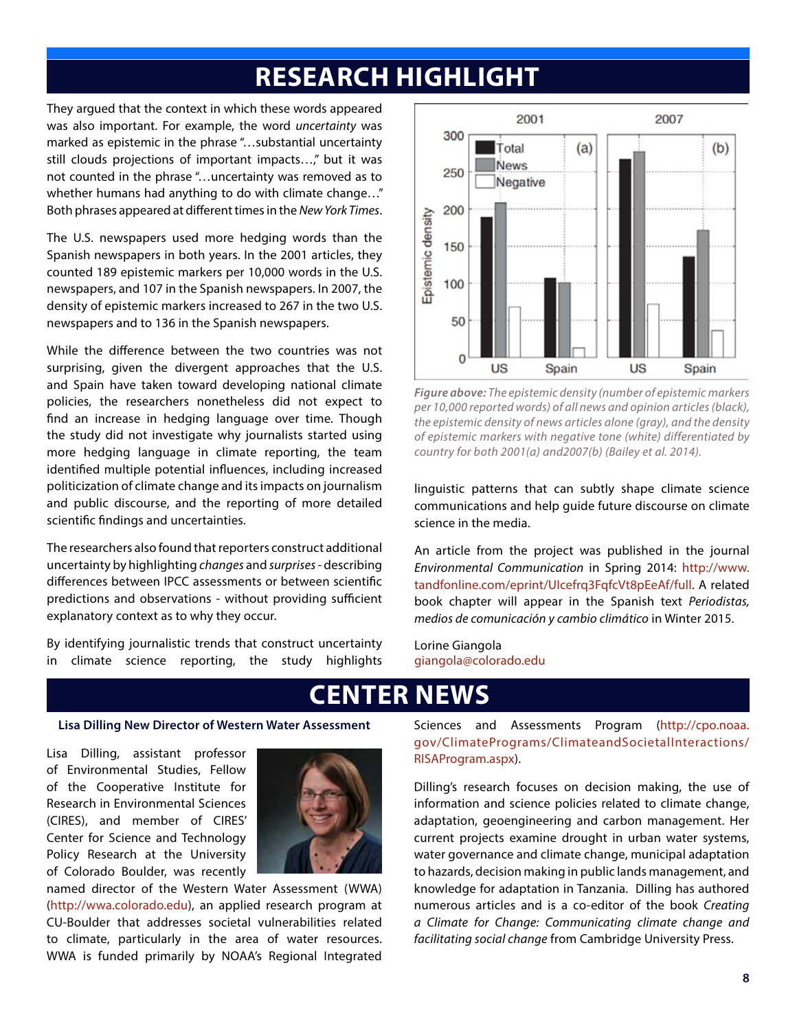# RESEARCH HIGHLIGHT

They argued that the context in which these words appeared was also important. For example, the word *uncertainty* was marked as epistemic in the phrase "…substantial uncertainty still clouds projections of important impacts…," but it was not counted in the phrase "…uncertainty was removed as to whether humans had anything to do with climate change…" Both phrases appeared at different times in the *New York Times*.

The U.S. newspapers used more hedging words than the Spanish newspapers in both years. In the 2001 articles, they counted 189 epistemic markers per 10,000 words in the U.S. newspapers, and 107 in the Spanish newspapers. In 2007, the density of epistemic markers increased to 267 in the two U.S. newspapers and to 136 in the Spanish newspapers.

While the difference between the two countries was not surprising, given the divergent approaches that the U.S. and Spain have taken toward developing national climate policies, the researchers nonetheless did not expect to find an increase in hedging language over time. Though the study did not investigate why journalists started using more hedging language in climate reporting, the team identified multiple potential influences, including increased politicization of climate change and its impacts on journalism and public discourse, and the reporting of more detailed scientific findings and uncertainties.

The researchers also found that reporters construct additional uncertainty by highlighting *changes* and *surprises* - describing differences between IPCC assessments or between scientific predictions and observations - without providing sufficient explanatory context as to why they occur.

By identifying journalistic trends that construct uncertainty in climate science reporting, the study highlights linguistic patterns that can subtly shape climate science communications and help guide future discourse on climate science in the media.

***Figure above:*** *The epistemic density (number of epistemic markers per 10,000 reported words) of all news and opinion articles (black), the epistemic density of news articles alone (gray), and the density of epistemic markers with negative tone (white) differentiated by country for both 2001(a) and2007(b) (Bailey et al. 2014).*

An article from the project was published in the journal *Environmental Communication* in Spring 2014: http://www.tandfonline.com/eprint/UIcefrq3FqfcVt8pEeAf/full. A related book chapter will appear in the Spanish text *Periodistas, medios de comunicación y cambio climático* in Winter 2015.

Lorine Giangola
giangola@colorado.edu

# CENTER NEWS

## Lisa Dilling New Director of Western Water Assessment

Lisa Dilling, assistant professor of Environmental Studies, Fellow of the Cooperative Institute for Research in Environmental Sciences (CIRES), and member of CIRES' Center for Science and Technology Policy Research at the University of Colorado Boulder, was recently named director of the Western Water Assessment (WWA) (http://wwa.colorado.edu), an applied research program at CU-Boulder that addresses societal vulnerabilities related to climate, particularly in the area of water resources. WWA is funded primarily by NOAA's Regional Integrated Sciences and Assessments Program (http://cpo.noaa.gov/ClimatePrograms/ClimateandSocietalInteractions/RISAProgram.aspx).

Dilling's research focuses on decision making, the use of information and science policies related to climate change, adaptation, geoengineering and carbon management. Her current projects examine drought in urban water systems, water governance and climate change, municipal adaptation to hazards, decision making in public lands management, and knowledge for adaptation in Tanzania. Dilling has authored numerous articles and is a co-editor of the book *Creating a Climate for Change: Communicating climate change and facilitating social change* from Cambridge University Press.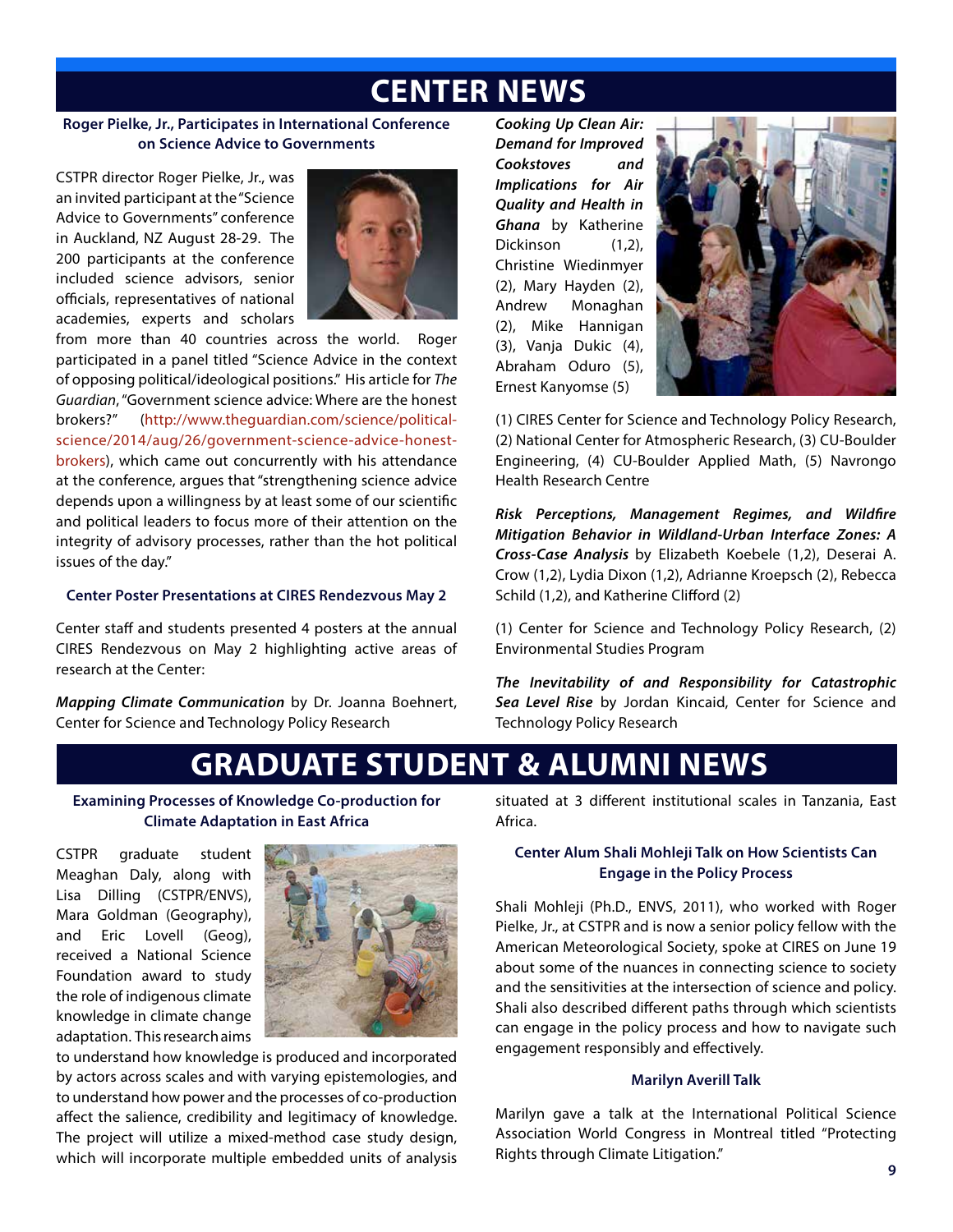# CENTER NEWS

### Roger Pielke, Jr., Participates in International Conference on Science Advice to Governments

CSTPR director Roger Pielke, Jr., was an invited participant at the "Science Advice to Governments" conference in Auckland, NZ August 28-29. The 200 participants at the conference included science advisors, senior officials, representatives of national academies, experts and scholars from more than 40 countries across the world. Roger participated in a panel titled "Science Advice in the context of opposing political/ideological positions." His article for *The Guardian*, "Government science advice: Where are the honest brokers?" (http://www.theguardian.com/science/political-science/2014/aug/26/government-science-advice-honest-brokers), which came out concurrently with his attendance at the conference, argues that "strengthening science advice depends upon a willingness by at least some of our scientific and political leaders to focus more of their attention on the integrity of advisory processes, rather than the hot political issues of the day."

### Center Poster Presentations at CIRES Rendezvous May 2

Center staff and students presented 4 posters at the annual CIRES Rendezvous on May 2 highlighting active areas of research at the Center:

***Mapping Climate Communication*** by Dr. Joanna Boehnert, Center for Science and Technology Policy Research

***Cooking Up Clean Air: Demand for Improved Cookstoves and Implications for Air Quality and Health in Ghana*** by Katherine Dickinson (1,2), Christine Wiedinmyer (2), Mary Hayden (2), Andrew Monaghan (2), Mike Hannigan (3), Vanja Dukic (4), Abraham Oduro (5), Ernest Kanyomse (5)

(1) CIRES Center for Science and Technology Policy Research, (2) National Center for Atmospheric Research, (3) CU-Boulder Engineering, (4) CU-Boulder Applied Math, (5) Navrongo Health Research Centre

***Risk Perceptions, Management Regimes, and Wildfire Mitigation Behavior in Wildland-Urban Interface Zones: A Cross-Case Analysis*** by Elizabeth Koebele (1,2), Deserai A. Crow (1,2), Lydia Dixon (1,2), Adrianne Kroepsch (2), Rebecca Schild (1,2), and Katherine Clifford (2)

(1) Center for Science and Technology Policy Research, (2) Environmental Studies Program

***The Inevitability of and Responsibility for Catastrophic Sea Level Rise*** by Jordan Kincaid, Center for Science and Technology Policy Research

# GRADUATE STUDENT & ALUMNI NEWS

### Examining Processes of Knowledge Co-production for Climate Adaptation in East Africa

CSTPR graduate student Meaghan Daly, along with Lisa Dilling (CSTPR/ENVS), Mara Goldman (Geography), and Eric Lovell (Geog), received a National Science Foundation award to study the role of indigenous climate knowledge in climate change adaptation. This research aims to understand how knowledge is produced and incorporated by actors across scales and with varying epistemologies, and to understand how power and the processes of co-production affect the salience, credibility and legitimacy of knowledge. The project will utilize a mixed-method case study design, which will incorporate multiple embedded units of analysis situated at 3 different institutional scales in Tanzania, East Africa.

### Center Alum Shali Mohleji Talk on How Scientists Can Engage in the Policy Process

Shali Mohleji (Ph.D., ENVS, 2011), who worked with Roger Pielke, Jr., at CSTPR and is now a senior policy fellow with the American Meteorological Society, spoke at CIRES on June 19 about some of the nuances in connecting science to society and the sensitivities at the intersection of science and policy. Shali also described different paths through which scientists can engage in the policy process and how to navigate such engagement responsibly and effectively.

### Marilyn Averill Talk

Marilyn gave a talk at the International Political Science Association World Congress in Montreal titled "Protecting Rights through Climate Litigation."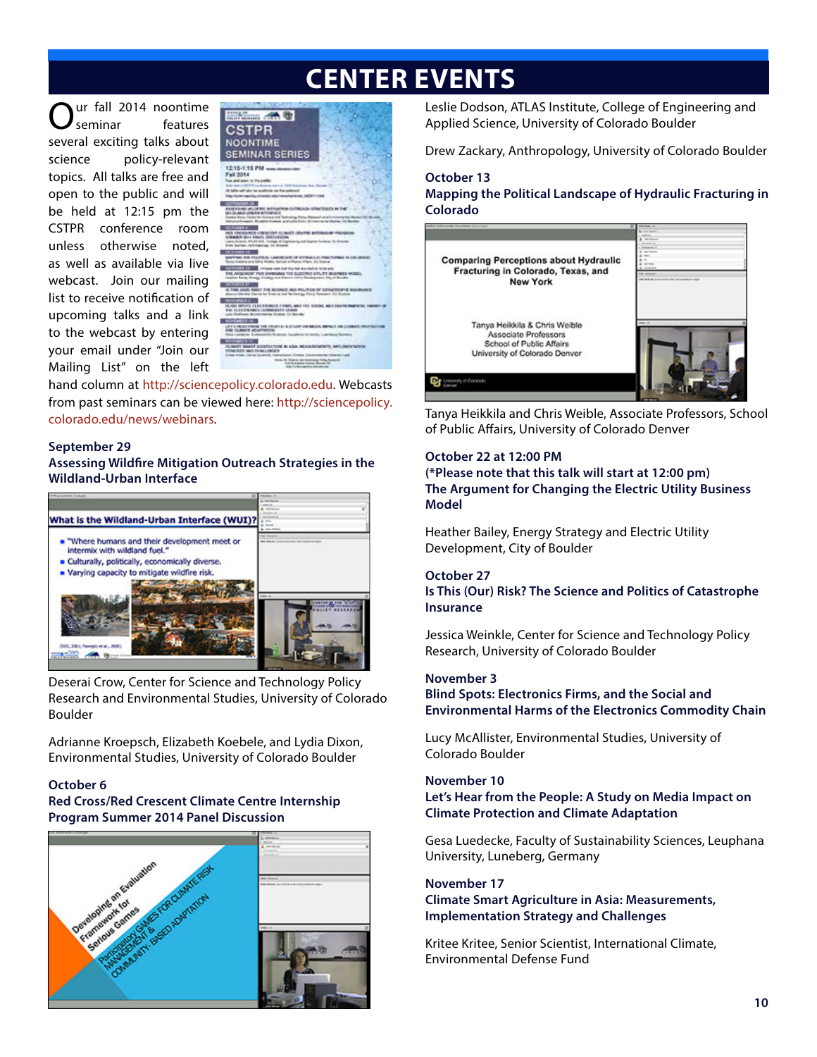# CENTER EVENTS

Our fall 2014 noontime seminar features several exciting talks about science policy-relevant topics. All talks are free and open to the public and will be held at 12:15 pm the CSTPR conference room unless otherwise noted, as well as available via live webcast. Join our mailing list to receive notification of upcoming talks and a link to the webcast by entering your email under "Join our Mailing List" on the left hand column at http://sciencepolicy.colorado.edu. Webcasts from past seminars can be viewed here: http://sciencepolicy.colorado.edu/news/webinars.

### September 29
### Assessing Wildfire Mitigation Outreach Strategies in the Wildland-Urban Interface

Deserai Crow, Center for Science and Technology Policy Research and Environmental Studies, University of Colorado Boulder

Adrianne Kroepsch, Elizabeth Koebele, and Lydia Dixon, Environmental Studies, University of Colorado Boulder

### October 6
### Red Cross/Red Crescent Climate Centre Internship Program Summer 2014 Panel Discussion

Leslie Dodson, ATLAS Institute, College of Engineering and Applied Science, University of Colorado Boulder

Drew Zackary, Anthropology, University of Colorado Boulder

### October 13
### Mapping the Political Landscape of Hydraulic Fracturing in Colorado

Tanya Heikkila and Chris Weible, Associate Professors, School of Public Affairs, University of Colorado Denver

### October 22 at 12:00 PM
### (*Please note that this talk will start at 12:00 pm)
### The Argument for Changing the Electric Utility Business Model

Heather Bailey, Energy Strategy and Electric Utility Development, City of Boulder

### October 27
### Is This (Our) Risk? The Science and Politics of Catastrophe Insurance

Jessica Weinkle, Center for Science and Technology Policy Research, University of Colorado Boulder

### November 3
### Blind Spots: Electronics Firms, and the Social and Environmental Harms of the Electronics Commodity Chain

Lucy McAllister, Environmental Studies, University of Colorado Boulder

### November 10
### Let's Hear from the People: A Study on Media Impact on Climate Protection and Climate Adaptation

Gesa Luedecke, Faculty of Sustainability Sciences, Leuphana University, Luneberg, Germany

### November 17
### Climate Smart Agriculture in Asia: Measurements, Implementation Strategy and Challenges

Kritee Kritee, Senior Scientist, International Climate, Environmental Defense Fund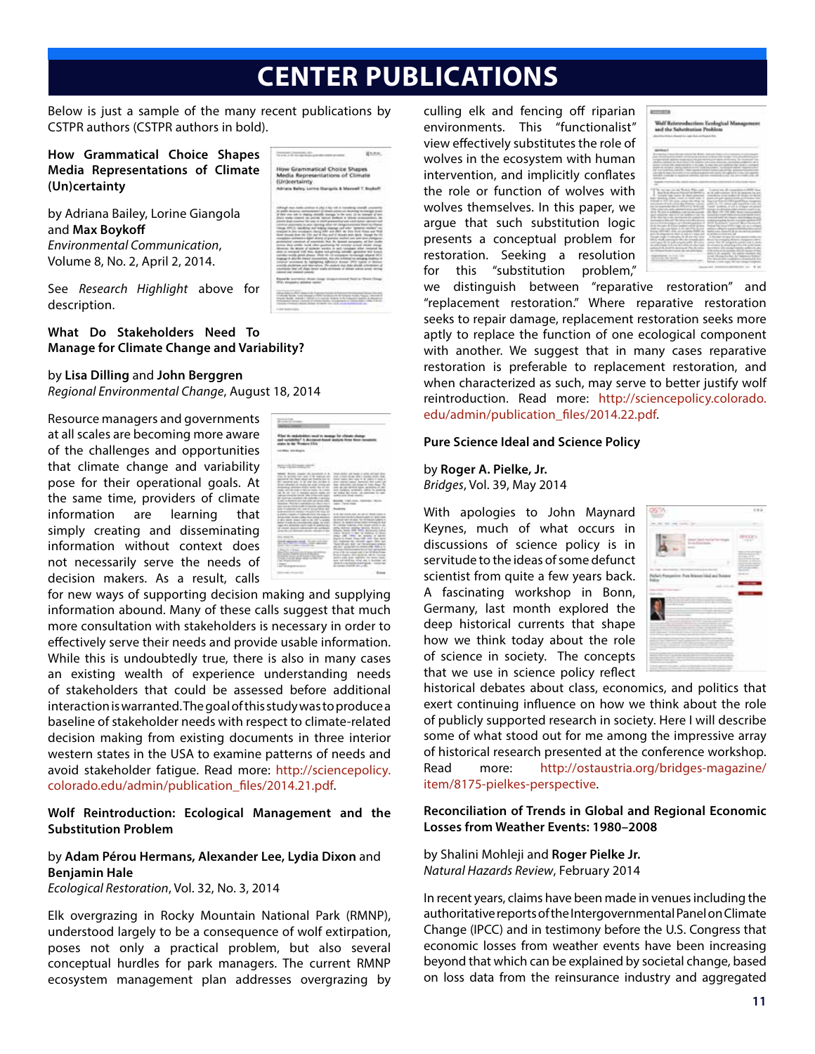# CENTER PUBLICATIONS

Below is just a sample of the many recent publications by CSTPR authors (CSTPR authors in bold).

**How Grammatical Choice Shapes Media Representations of Climate (Un)certainty**

by Adriana Bailey, Lorine Giangola and **Max Boykoff**
*Environmental Communication*, Volume 8, No. 2, April 2, 2014.

See *Research Highlight* above for description.

**What Do Stakeholders Need To Manage for Climate Change and Variability?**

by **Lisa Dilling** and **John Berggren**
*Regional Environmental Change*, August 18, 2014

Resource managers and governments at all scales are becoming more aware of the challenges and opportunities that climate change and variability pose for their operational goals. At the same time, providers of climate information are learning that simply creating and disseminating information without context does not necessarily serve the needs of decision makers. As a result, calls for new ways of supporting decision making and supplying information abound. Many of these calls suggest that much more consultation with stakeholders is necessary in order to effectively serve their needs and provide usable information. While this is undoubtedly true, there is also in many cases an existing wealth of experience understanding needs of stakeholders that could be assessed before additional interaction is warranted. The goal of this study was to produce a baseline of stakeholder needs with respect to climate-related decision making from existing documents in three interior western states in the USA to examine patterns of needs and avoid stakeholder fatigue. Read more: http://sciencepolicy.colorado.edu/admin/publication_files/2014.21.pdf.

**Wolf Reintroduction: Ecological Management and the Substitution Problem**

by **Adam Pérou Hermans, Alexander Lee, Lydia Dixon** and **Benjamin Hale**
*Ecological Restoration*, Vol. 32, No. 3, 2014

Elk overgrazing in Rocky Mountain National Park (RMNP), understood largely to be a consequence of wolf extirpation, poses not only a practical problem, but also several conceptual hurdles for park managers. The current RMNP ecosystem management plan addresses overgrazing by culling elk and fencing off riparian environments. This "functionalist" view effectively substitutes the role of wolves in the ecosystem with human intervention, and implicitly conflates the role or function of wolves with wolves themselves. In this paper, we argue that such substitution logic presents a conceptual problem for restoration. Seeking a resolution for this "substitution problem," we distinguish between "reparative restoration" and "replacement restoration." Where reparative restoration seeks to repair damage, replacement restoration seeks more aptly to replace the function of one ecological component with another. We suggest that in many cases reparative restoration is preferable to replacement restoration, and when characterized as such, may serve to better justify wolf reintroduction. Read more: http://sciencepolicy.colorado.edu/admin/publication_files/2014.22.pdf.

**Pure Science Ideal and Science Policy**

by **Roger A. Pielke, Jr.**
*Bridges*, Vol. 39, May 2014

With apologies to John Maynard Keynes, much of what occurs in discussions of science policy is in servitude to the ideas of some defunct scientist from quite a few years back. A fascinating workshop in Bonn, Germany, last month explored the deep historical currents that shape how we think today about the role of science in society. The concepts that we use in science policy reflect historical debates about class, economics, and politics that exert continuing influence on how we think about the role of publicly supported research in society. Here I will describe some of what stood out for me among the impressive array of historical research presented at the conference workshop. Read more: http://ostaustria.org/bridges-magazine/item/8175-pielkes-perspective.

**Reconciliation of Trends in Global and Regional Economic Losses from Weather Events: 1980–2008**

by Shalini Mohleji and **Roger Pielke Jr.**
*Natural Hazards Review*, February 2014

In recent years, claims have been made in venues including the authoritative reports of the Intergovernmental Panel on Climate Change (IPCC) and in testimony before the U.S. Congress that economic losses from weather events have been increasing beyond that which can be explained by societal change, based on loss data from the reinsurance industry and aggregated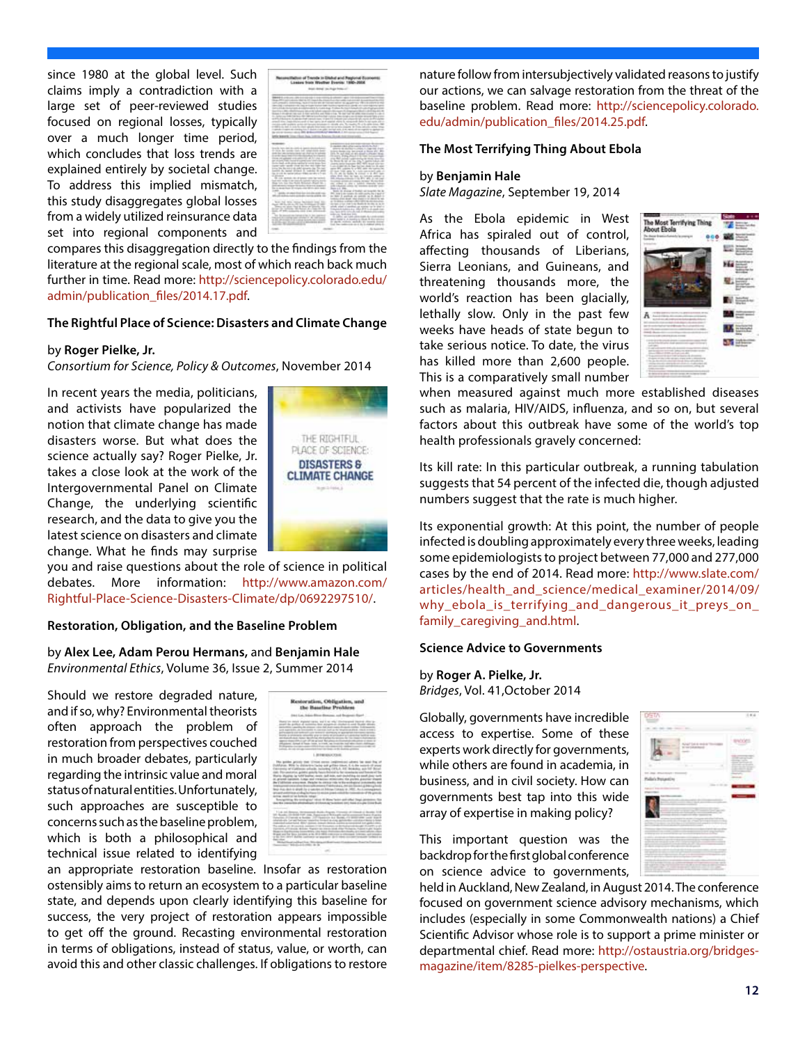since 1980 at the global level. Such claims imply a contradiction with a large set of peer-reviewed studies focused on regional losses, typically over a much longer time period, which concludes that loss trends are explained entirely by societal change. To address this implied mismatch, this study disaggregates global losses from a widely utilized reinsurance data set into regional components and compares this disaggregation directly to the findings from the literature at the regional scale, most of which reach back much further in time. Read more: http://sciencepolicy.colorado.edu/admin/publication_files/2014.17.pdf.

### The Rightful Place of Science: Disasters and Climate Change

by **Roger Pielke, Jr.**
*Consortium for Science, Policy & Outcomes*, November 2014

In recent years the media, politicians, and activists have popularized the notion that climate change has made disasters worse. But what does the science actually say? Roger Pielke, Jr. takes a close look at the work of the Intergovernmental Panel on Climate Change, the underlying scientific research, and the data to give you the latest science on disasters and climate change. What he finds may surprise you and raise questions about the role of science in political debates. More information: http://www.amazon.com/Rightful-Place-Science-Disasters-Climate/dp/0692297510/.

### Restoration, Obligation, and the Baseline Problem

by **Alex Lee, Adam Perou Hermans,** and **Benjamin Hale**
*Environmental Ethics*, Volume 36, Issue 2, Summer 2014

Should we restore degraded nature, and if so, why? Environmental theorists often approach the problem of restoration from perspectives couched in much broader debates, particularly regarding the intrinsic value and moral status of natural entities. Unfortunately, such approaches are susceptible to concerns such as the baseline problem, which is both a philosophical and technical issue related to identifying an appropriate restoration baseline. Insofar as restoration ostensibly aims to return an ecosystem to a particular baseline state, and depends upon clearly identifying this baseline for success, the very project of restoration appears impossible to get off the ground. Recasting environmental restoration in terms of obligations, instead of status, value, or worth, can avoid this and other classic challenges. If obligations to restore nature follow from intersubjectively validated reasons to justify our actions, we can salvage restoration from the threat of the baseline problem. Read more: http://sciencepolicy.colorado.edu/admin/publication_files/2014.25.pdf.

### The Most Terrifying Thing About Ebola

by **Benjamin Hale**
*Slate Magazine*, September 19, 2014

As the Ebola epidemic in West Africa has spiraled out of control, affecting thousands of Liberians, Sierra Leonians, and Guineans, and threatening thousands more, the world's reaction has been glacially, lethally slow. Only in the past few weeks have heads of state begun to take serious notice. To date, the virus has killed more than 2,600 people. This is a comparatively small number when measured against much more established diseases such as malaria, HIV/AIDS, influenza, and so on, but several factors about this outbreak have some of the world's top health professionals gravely concerned:

Its kill rate: In this particular outbreak, a running tabulation suggests that 54 percent of the infected die, though adjusted numbers suggest that the rate is much higher.

Its exponential growth: At this point, the number of people infected is doubling approximately every three weeks, leading some epidemiologists to project between 77,000 and 277,000 cases by the end of 2014. Read more: http://www.slate.com/articles/health_and_science/medical_examiner/2014/09/why_ebola_is_terrifying_and_dangerous_it_preys_on_family_caregiving_and.html.

### Science Advice to Governments

by **Roger A. Pielke, Jr.**
*Bridges*, Vol. 41,October 2014

Globally, governments have incredible access to expertise. Some of these experts work directly for governments, while others are found in academia, in business, and in civil society. How can governments best tap into this wide array of expertise in making policy?

This important question was the backdrop for the first global conference on science advice to governments, held in Auckland, New Zealand, in August 2014. The conference focused on government science advisory mechanisms, which includes (especially in some Commonwealth nations) a Chief Scientific Advisor whose role is to support a prime minister or departmental chief. Read more: http://ostaustria.org/bridges-magazine/item/8285-pielkes-perspective.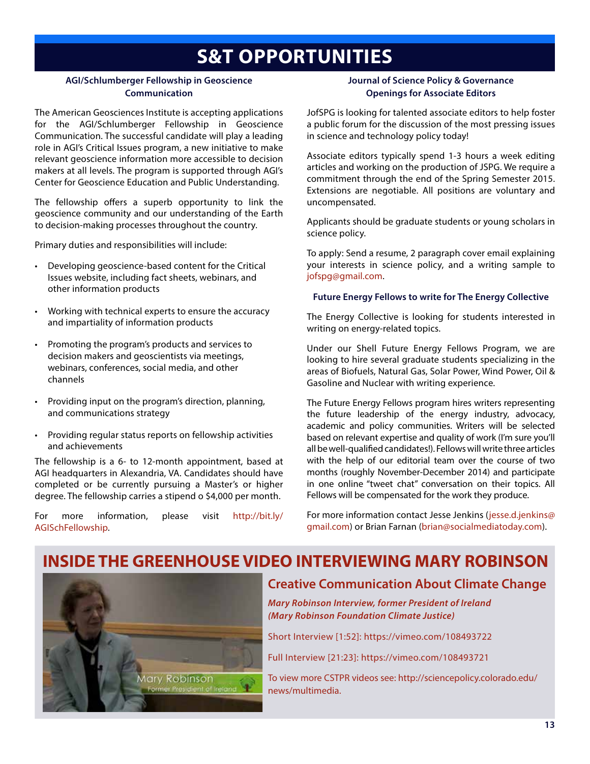# S&T OPPORTUNITIES

### AGI/Schlumberger Fellowship in Geoscience Communication

The American Geosciences Institute is accepting applications for the AGI/Schlumberger Fellowship in Geoscience Communication. The successful candidate will play a leading role in AGI's Critical Issues program, a new initiative to make relevant geoscience information more accessible to decision makers at all levels. The program is supported through AGI's Center for Geoscience Education and Public Understanding.

The fellowship offers a superb opportunity to link the geoscience community and our understanding of the Earth to decision-making processes throughout the country.

Primary duties and responsibilities will include:

- Developing geoscience-based content for the Critical Issues website, including fact sheets, webinars, and other information products
- Working with technical experts to ensure the accuracy and impartiality of information products
- Promoting the program's products and services to decision makers and geoscientists via meetings, webinars, conferences, social media, and other channels
- Providing input on the program's direction, planning, and communications strategy
- Providing regular status reports on fellowship activities and achievements

The fellowship is a 6- to 12-month appointment, based at AGI headquarters in Alexandria, VA. Candidates should have completed or be currently pursuing a Master's or higher degree. The fellowship carries a stipend o $4,000 per month.

For more information, please visit http://bit.ly/AGISchFellowship.

### Journal of Science Policy & Governance Openings for Associate Editors

JofSPG is looking for talented associate editors to help foster a public forum for the discussion of the most pressing issues in science and technology policy today!

Associate editors typically spend 1-3 hours a week editing articles and working on the production of JSPG. We require a commitment through the end of the Spring Semester 2015. Extensions are negotiable. All positions are voluntary and uncompensated.

Applicants should be graduate students or young scholars in science policy.

To apply: Send a resume, 2 paragraph cover email explaining your interests in science policy, and a writing sample to jofspg@gmail.com.

### Future Energy Fellows to write for The Energy Collective

The Energy Collective is looking for students interested in writing on energy-related topics.

Under our Shell Future Energy Fellows Program, we are looking to hire several graduate students specializing in the areas of Biofuels, Natural Gas, Solar Power, Wind Power, Oil & Gasoline and Nuclear with writing experience.

The Future Energy Fellows program hires writers representing the future leadership of the energy industry, advocacy, academic and policy communities. Writers will be selected based on relevant expertise and quality of work (I'm sure you'll all be well-qualified candidates!). Fellows will write three articles with the help of our editorial team over the course of two months (roughly November-December 2014) and participate in one online "tweet chat" conversation on their topics. All Fellows will be compensated for the work they produce.

For more information contact Jesse Jenkins (jesse.d.jenkins@gmail.com) or Brian Farnan (brian@socialmediatoday.com).

## INSIDE THE GREENHOUSE VIDEO INTERVIEWING MARY ROBINSON

### Creative Communication About Climate Change

***Mary Robinson Interview, former President of Ireland (Mary Robinson Foundation Climate Justice)***

Short Interview [1:52]: https://vimeo.com/108493722

Full Interview [21:23]: https://vimeo.com/108493721

To view more CSTPR videos see: http://sciencepolicy.colorado.edu/news/multimedia.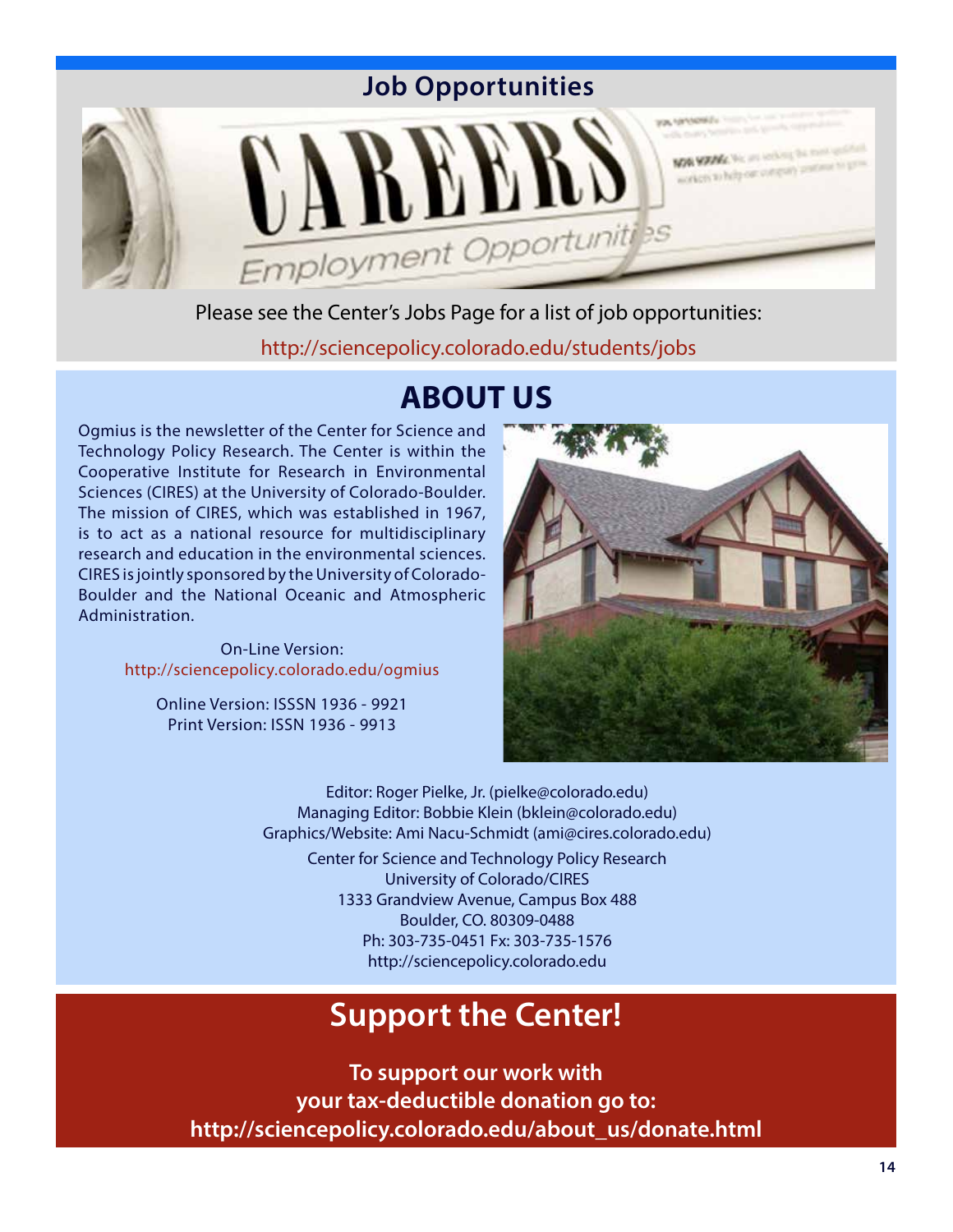## Job Opportunities

Please see the Center's Jobs Page for a list of job opportunities:

http://sciencepolicy.colorado.edu/students/jobs

## ABOUT US

Ogmius is the newsletter of the Center for Science and Technology Policy Research. The Center is within the Cooperative Institute for Research in Environmental Sciences (CIRES) at the University of Colorado-Boulder. The mission of CIRES, which was established in 1967, is to act as a national resource for multidisciplinary research and education in the environmental sciences. CIRES is jointly sponsored by the University of Colorado-Boulder and the National Oceanic and Atmospheric Administration.

On-Line Version:
http://sciencepolicy.colorado.edu/ogmius

Online Version: ISSSN 1936 - 9921
Print Version: ISSN 1936 - 9913

Editor: Roger Pielke, Jr. (pielke@colorado.edu)
Managing Editor: Bobbie Klein (bklein@colorado.edu)
Graphics/Website: Ami Nacu-Schmidt (ami@cires.colorado.edu)

Center for Science and Technology Policy Research
University of Colorado/CIRES
1333 Grandview Avenue, Campus Box 488
Boulder, CO. 80309-0488
Ph: 303-735-0451 Fx: 303-735-1576
http://sciencepolicy.colorado.edu

## Support the Center!

**To support our work with your tax-deductible donation go to: http://sciencepolicy.colorado.edu/about_us/donate.html**